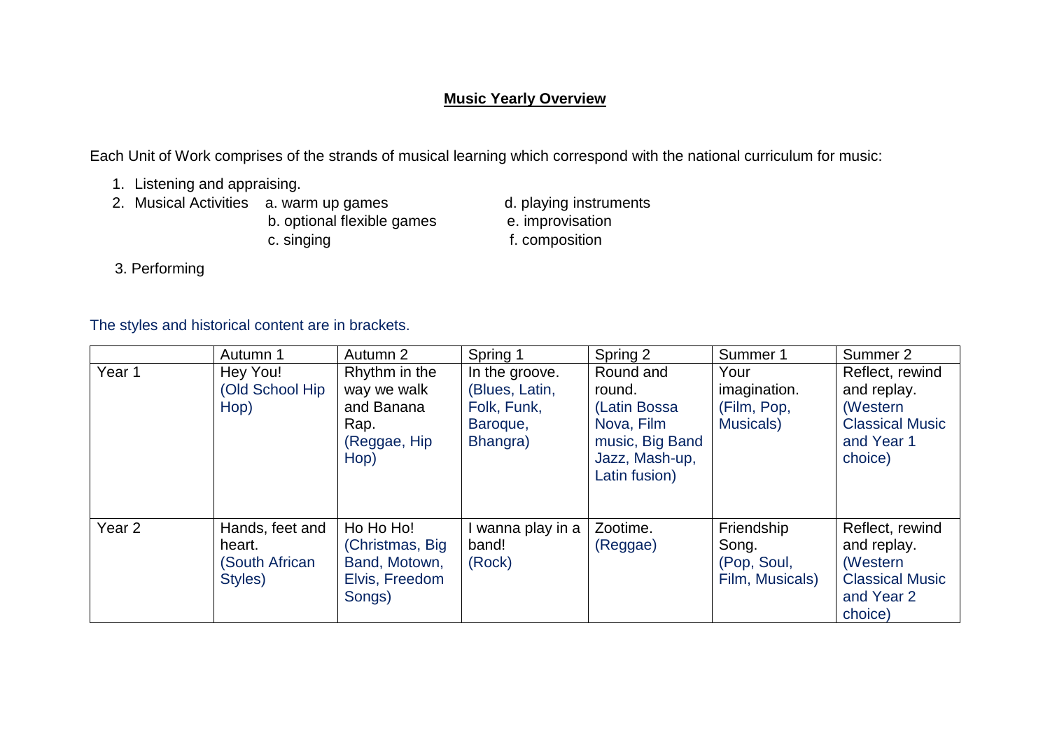**Music Yearly Overview**

Each Unit of Work comprises of the strands of musical learning which correspond with the national curriculum for music:

1. Listening and appraising.
2. Musical Activities
   a. warm up games
   b. optional flexible games
   c. singing
   d. playing instruments
   e. improvisation
   f. composition
3. Performing

The styles and historical content are in brackets.

| | Autumn 1 | Autumn 2 | Spring 1 | Spring 2 | Summer 1 | Summer 2 |
|---|---|---|---|---|---|---|
| Year 1 | Hey You! (Old School Hip Hop) | Rhythm in the way we walk and Banana Rap. (Reggae, Hip Hop) | In the groove. (Blues, Latin, Folk, Funk, Baroque, Bhangra) | Round and round. (Latin Bossa Nova, Film music, Big Band Jazz, Mash-up, Latin fusion) | Your imagination. (Film, Pop, Musicals) | Reflect, rewind and replay. (Western Classical Music and Year 1 choice) |
| Year 2 | Hands, feet and heart. (South African Styles) | Ho Ho Ho! (Christmas, Big Band, Motown, Elvis, Freedom Songs) | I wanna play in a band! (Rock) | Zootime. (Reggae) | Friendship Song. (Pop, Soul, Film, Musicals) | Reflect, rewind and replay. (Western Classical Music and Year 2 choice) |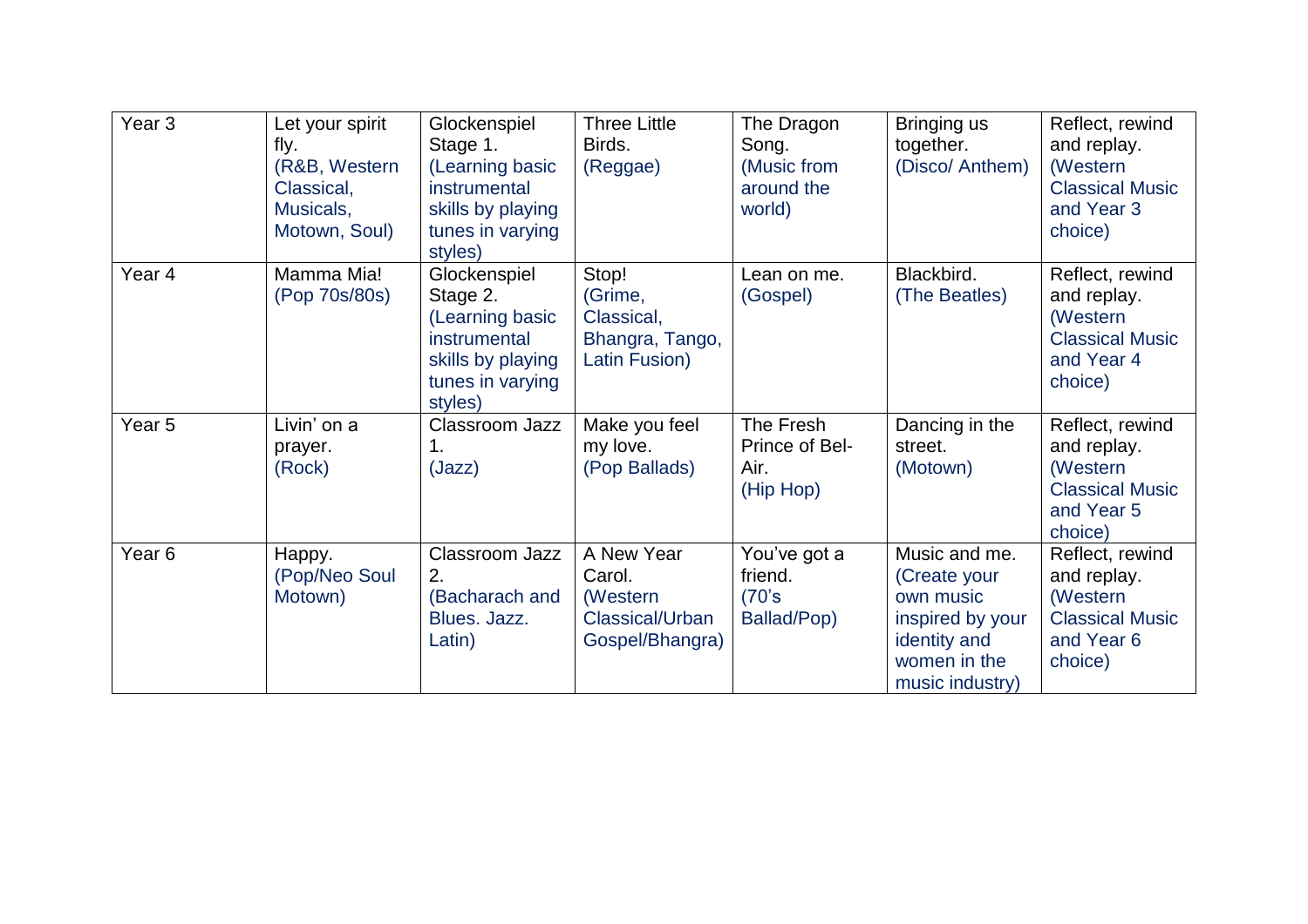| | | | | | | |
|---|---|---|---|---|---|---|
| Year 3 | Let your spirit fly. (R&B, Western Classical, Musicals, Motown, Soul) | Glockenspiel Stage 1. (Learning basic instrumental skills by playing tunes in varying styles) | Three Little Birds. (Reggae) | The Dragon Song. (Music from around the world) | Bringing us together. (Disco/ Anthem) | Reflect, rewind and replay. (Western Classical Music and Year 3 choice) |
| Year 4 | Mamma Mia! (Pop 70s/80s) | Glockenspiel Stage 2. (Learning basic instrumental skills by playing tunes in varying styles) | Stop! (Grime, Classical, Bhangra, Tango, Latin Fusion) | Lean on me. (Gospel) | Blackbird. (The Beatles) | Reflect, rewind and replay. (Western Classical Music and Year 4 choice) |
| Year 5 | Livin' on a prayer. (Rock) | Classroom Jazz 1. (Jazz) | Make you feel my love. (Pop Ballads) | The Fresh Prince of Bel-Air. (Hip Hop) | Dancing in the street. (Motown) | Reflect, rewind and replay. (Western Classical Music and Year 5 choice) |
| Year 6 | Happy. (Pop/Neo Soul Motown) | Classroom Jazz 2. (Bacharach and Blues. Jazz. Latin) | A New Year Carol. (Western Classical/Urban Gospel/Bhangra) | You've got a friend. (70's Ballad/Pop) | Music and me. (Create your own music inspired by your identity and women in the music industry) | Reflect, rewind and replay. (Western Classical Music and Year 6 choice) |